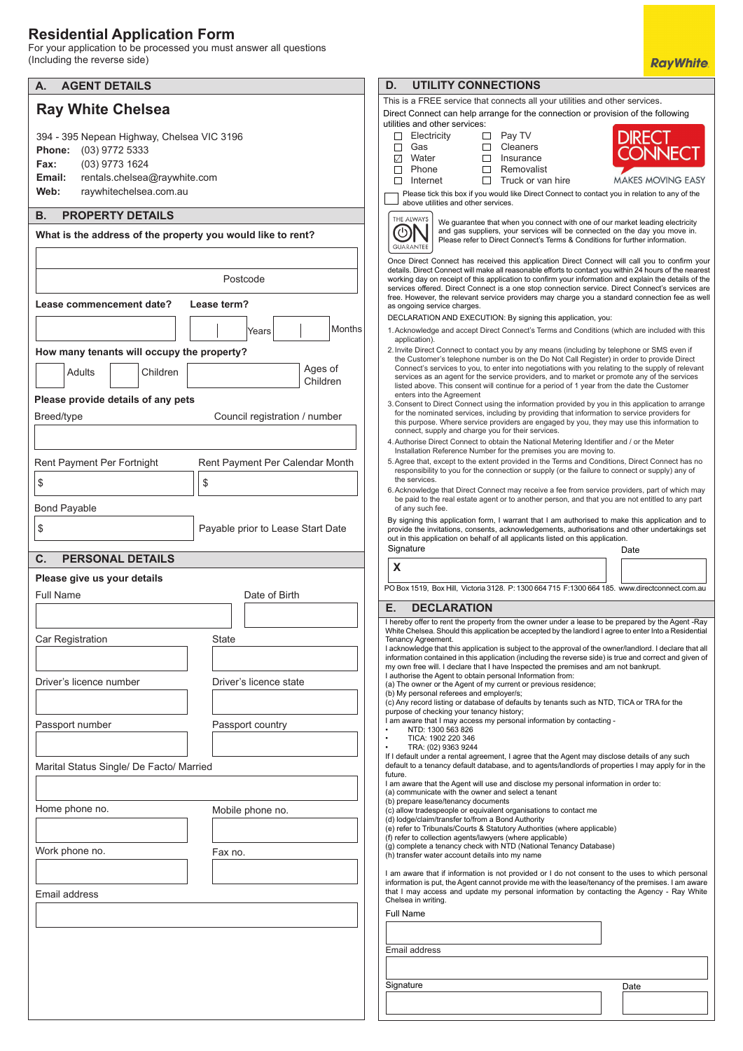# Residential Application Form

For your application to be processed you must answer all questions (Including the reverse side)

RayWhite

## A. AGENT DETAILS

### Ray White Chelsea

394 - 395 Nepean Highway, Chelsea VIC 3196

**Phone:** (03) 9772 5333

**Fax:** (03) 9773 1624

**Email:** rentals.chelsea@raywhite.com

**Web:** raywhitechelsea.com.au

## B. PROPERTY DETAILS

**What is the address of the property you would like to rent?**

Postcode

**Lease commencement date?** **Lease term?**

Years Months

**How many tenants will occupy the property?**

Adults Children Ages of Children

**Please provide details of any pets**

Breed/type Council registration / number

Rent Payment Per Fortnight Rent Payment Per Calendar Month

$ $

Bond Payable

$ Payable prior to Lease Start Date

## C. PERSONAL DETAILS

**Please give us your details**

Full Name Date of Birth

Car Registration State

Driver's licence number Driver's licence state

Passport number Passport country

Marital Status Single/ De Facto/ Married

Home phone no. Mobile phone no.

Work phone no. Fax no.

Email address

## D. UTILITY CONNECTIONS

This is a FREE service that connects all your utilities and other services.

Direct Connect can help arrange for the connection or provision of the following utilities and other services:

- ☐ Electricity
- ☐ Gas
- ☑ Water
- ☐ Phone
- ☐ Internet
- ☐ Pay TV
- ☐ Cleaners
- ☐ Insurance
- ☐ Removalist
- ☐ Truck or van hire

DIRECT CONNECT — MAKES MOVING EASY

☐ Please tick this box if you would like Direct Connect to contact you in relation to any of the above utilities and other services.

THE ALWAYS ON GUARANTEE — We guarantee that when you connect with one of our market leading electricity and gas suppliers, your services will be connected on the day you move in. Please refer to Direct Connect's Terms & Conditions for further information.

Once Direct Connect has received this application Direct Connect will call you to confirm your details. Direct Connect will make all reasonable efforts to contact you within 24 hours of the nearest working day on receipt of this application to confirm your information and explain the details of the services offered. Direct Connect is a one stop connection service. Direct Connect's services are free. However, the relevant service providers may charge you a standard connection fee as well as ongoing service charges.

DECLARATION AND EXECUTION: By signing this application, you:

1. Acknowledge and accept Direct Connect's Terms and Conditions (which are included with this application).
2. Invite Direct Connect to contact you by any means (including by telephone or SMS even if the Customer's telephone number is on the Do Not Call Register) in order to provide Direct Connect's services to you, to enter into negotiations with you relating to the supply of relevant services as an agent for the service providers, and to market or promote any of the services listed above. This consent will continue for a period of 1 year from the date the Customer enters into the Agreement
3. Consent to Direct Connect using the information provided by you in this application to arrange for the nominated services, including by providing that information to service providers for this purpose. Where service providers are engaged by you, they may use this information to connect, supply and charge you for their services.
4. Authorise Direct Connect to obtain the National Metering Identifier and / or the Meter Installation Reference Number for the premises you are moving to.
5. Agree that, except to the extent provided in the Terms and Conditions, Direct Connect has no responsibility to you for the connection or supply (or the failure to connect or supply) any of the services.
6. Acknowledge that Direct Connect may receive a fee from service providers, part of which may be paid to the real estate agent or to another person, and that you are not entitled to any part of any such fee.

By signing this application form, I warrant that I am authorised to make this application and to provide the invitations, consents, acknowledgements, authorisations and other undertakings set out in this application on behalf of all applicants listed on this application.

Signature Date

X

PO Box 1519, Box Hill, Victoria 3128. P: 1300 664 715 F:1300 664 185. www.directconnect.com.au

## E. DECLARATION

I hereby offer to rent the property from the owner under a lease to be prepared by the Agent -Ray White Chelsea. Should this application be accepted by the landlord I agree to enter Into a Residential Tenancy Agreement.

I acknowledge that this application is subject to the approval of the owner/landlord. I declare that all information contained in this application (including the reverse side) is true and correct and given of my own free will. I declare that I have Inspected the premises and am not bankrupt.

I authorise the Agent to obtain personal Information from:

(a) The owner or the Agent of my current or previous residence;
(b) My personal referees and employer/s;
(c) Any record listing or database of defaults by tenants such as NTD, TICA or TRA for the purpose of checking your tenancy history;

I am aware that I may access my personal information by contacting -

- NTD: 1300 563 826
- TICA: 1902 220 346
- TRA: (02) 9363 9244

If I default under a rental agreement, I agree that the Agent may disclose details of any such default to a tenancy default database, and to agents/landlords of properties I may apply for in the future.

I am aware that the Agent will use and disclose my personal information in order to:

(a) communicate with the owner and select a tenant
(b) prepare lease/tenancy documents
(c) allow tradespeople or equivalent organisations to contact me
(d) lodge/claim/transfer to/from a Bond Authority
(e) refer to Tribunals/Courts & Statutory Authorities (where applicable)
(f) refer to collection agents/lawyers (where applicable)
(g) complete a tenancy check with NTD (National Tenancy Database)
(h) transfer water account details into my name

I am aware that if information is not provided or I do not consent to the uses to which personal information is put, the Agent cannot provide me with the lease/tenancy of the premises. I am aware that I may access and update my personal information by contacting the Agency - Ray White Chelsea in writing.

Full Name

Email address

Signature Date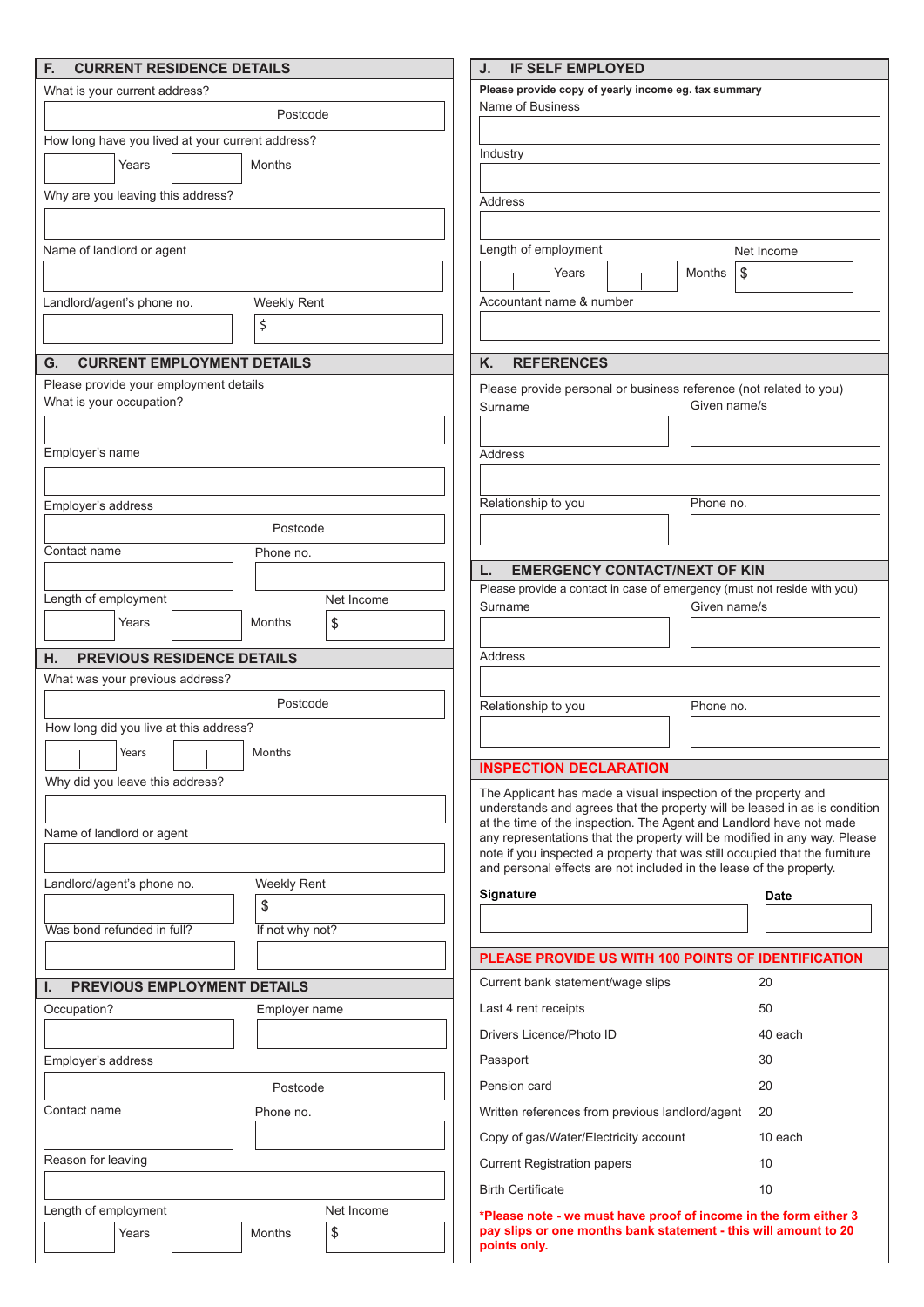## F. CURRENT RESIDENCE DETAILS

What is your current address?

Postcode

How long have you lived at your current address?

Years Months

Why are you leaving this address?

Name of landlord or agent

Landlord/agent's phone no.

Weekly Rent $

## G. CURRENT EMPLOYMENT DETAILS

Please provide your employment details

What is your occupation?

Employer's name

Employer's address

Postcode

Contact name

Phone no.

Length of employment

Years Months

Net Income $

## H. PREVIOUS RESIDENCE DETAILS

What was your previous address?

Postcode

How long did you live at this address?

Years Months

Why did you leave this address?

Name of landlord or agent

Landlord/agent's phone no.

Weekly Rent $

Was bond refunded in full?

If not why not?

## I. PREVIOUS EMPLOYMENT DETAILS

Occupation?

Employer name

Employer's address

Postcode

Contact name

Phone no.

Reason for leaving

Length of employment

Years Months

Net Income $

## J. IF SELF EMPLOYED

**Please provide copy of yearly income eg. tax summary**

Name of Business

Industry

Address

Length of employment

Years Months

Net Income $

Accountant name & number

## K. REFERENCES

Please provide personal or business reference (not related to you)

Surname

Given name/s

Address

Relationship to you

Phone no.

## L. EMERGENCY CONTACT/NEXT OF KIN

Please provide a contact in case of emergency (must not reside with you)

Surname

Given name/s

Address

Relationship to you

Phone no.

## INSPECTION DECLARATION

The Applicant has made a visual inspection of the property and understands and agrees that the property will be leased in as is condition at the time of the inspection. The Agent and Landlord have not made any representations that the property will be modified in any way. Please note if you inspected a property that was still occupied that the furniture and personal effects are not included in the lease of the property.

**Signature**

**Date**

## PLEASE PROVIDE US WITH 100 POINTS OF IDENTIFICATION

| | |
|---|---|
| Current bank statement/wage slips | 20 |
| Last 4 rent receipts | 50 |
| Drivers Licence/Photo ID | 40 each |
| Passport | 30 |
| Pension card | 20 |
| Written references from previous landlord/agent | 20 |
| Copy of gas/Water/Electricity account | 10 each |
| Current Registration papers | 10 |
| Birth Certificate | 10 |

**\*Please note - we must have proof of income in the form either 3 pay slips or one months bank statement - this will amount to 20 points only.**